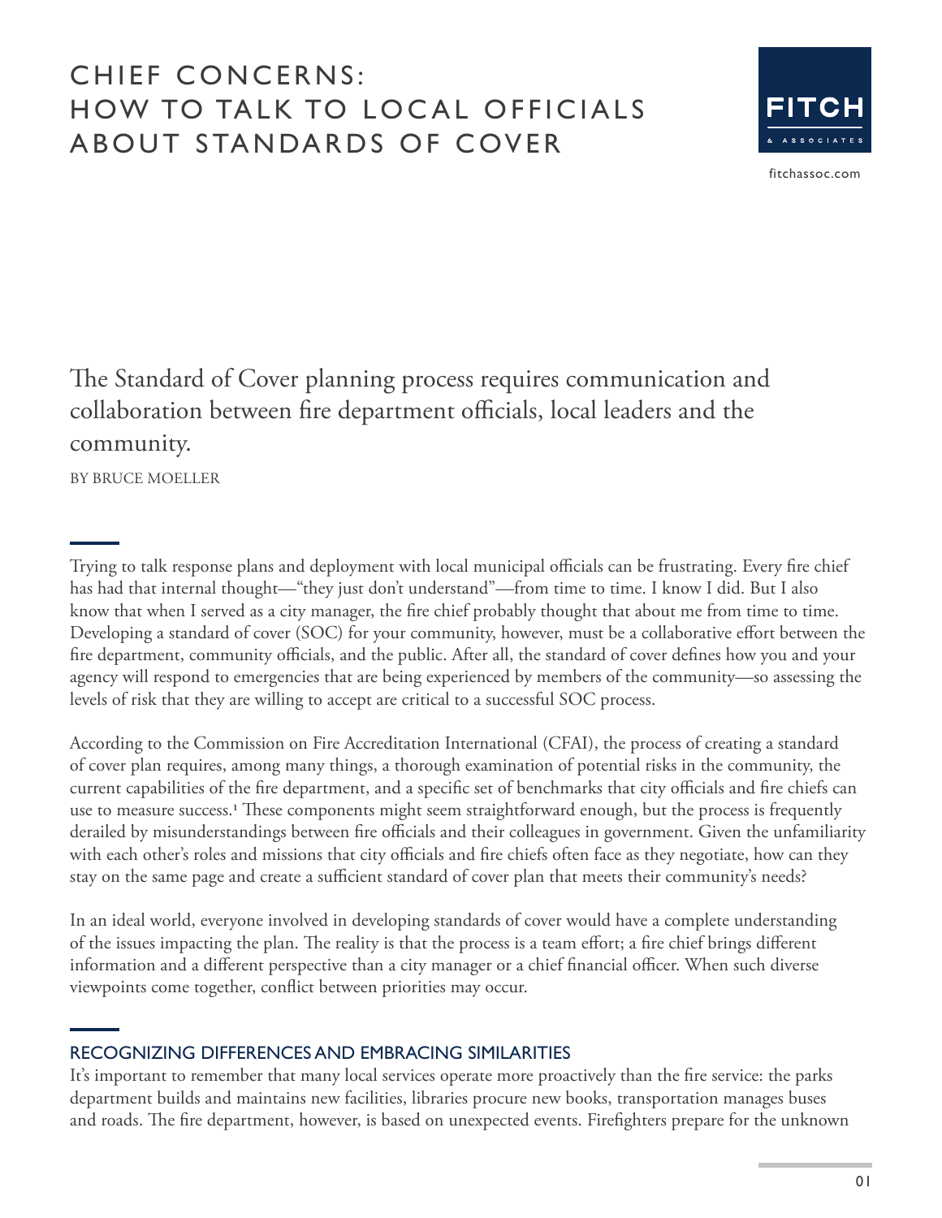# CHIEF CONCERNS: HOW TO TALK TO LOCAL OFFICIALS ABOUT STANDARDS OF COVER

FITCH & ASSOCIATES

fitchassoc.com

The Standard of Cover planning process requires communication and collaboration between fire department officials, local leaders and the community.

BY BRUCE MOELLER

Trying to talk response plans and deployment with local municipal officials can be frustrating. Every fire chief has had that internal thought—"they just don't understand"—from time to time. I know I did. But I also know that when I served as a city manager, the fire chief probably thought that about me from time to time. Developing a standard of cover (SOC) for your community, however, must be a collaborative effort between the fire department, community officials, and the public. After all, the standard of cover defines how you and your agency will respond to emergencies that are being experienced by members of the community—so assessing the levels of risk that they are willing to accept are critical to a successful SOC process.

According to the Commission on Fire Accreditation International (CFAI), the process of creating a standard of cover plan requires, among many things, a thorough examination of potential risks in the community, the current capabilities of the fire department, and a specific set of benchmarks that city officials and fire chiefs can use to measure success.[1] These components might seem straightforward enough, but the process is frequently derailed by misunderstandings between fire officials and their colleagues in government. Given the unfamiliarity with each other's roles and missions that city officials and fire chiefs often face as they negotiate, how can they stay on the same page and create a sufficient standard of cover plan that meets their community's needs?

In an ideal world, everyone involved in developing standards of cover would have a complete understanding of the issues impacting the plan. The reality is that the process is a team effort; a fire chief brings different information and a different perspective than a city manager or a chief financial officer. When such diverse viewpoints come together, conflict between priorities may occur.

## RECOGNIZING DIFFERENCES AND EMBRACING SIMILARITIES

It's important to remember that many local services operate more proactively than the fire service: the parks department builds and maintains new facilities, libraries procure new books, transportation manages buses and roads. The fire department, however, is based on unexpected events. Firefighters prepare for the unknown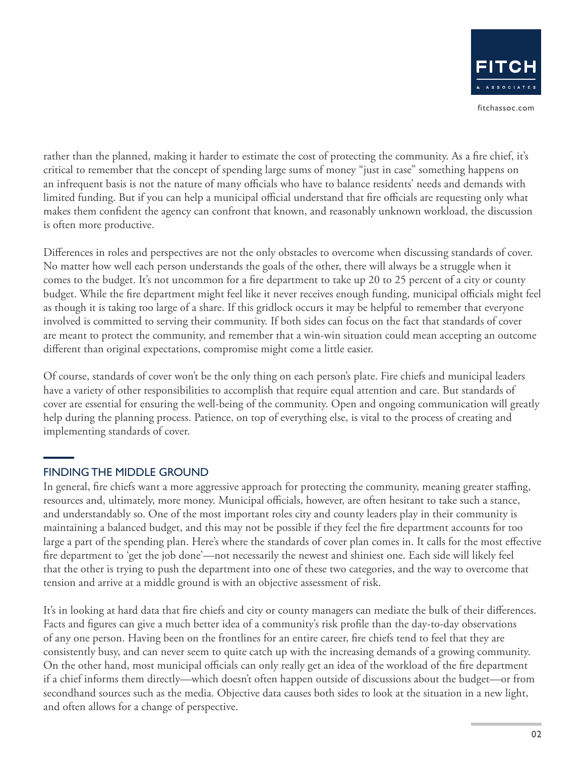rather than the planned, making it harder to estimate the cost of protecting the community. As a fire chief, it's critical to remember that the concept of spending large sums of money "just in case" something happens on an infrequent basis is not the nature of many officials who have to balance residents' needs and demands with limited funding. But if you can help a municipal official understand that fire officials are requesting only what makes them confident the agency can confront that known, and reasonably unknown workload, the discussion is often more productive.

Differences in roles and perspectives are not the only obstacles to overcome when discussing standards of cover. No matter how well each person understands the goals of the other, there will always be a struggle when it comes to the budget. It's not uncommon for a fire department to take up 20 to 25 percent of a city or county budget. While the fire department might feel like it never receives enough funding, municipal officials might feel as though it is taking too large of a share. If this gridlock occurs it may be helpful to remember that everyone involved is committed to serving their community. If both sides can focus on the fact that standards of cover are meant to protect the community, and remember that a win-win situation could mean accepting an outcome different than original expectations, compromise might come a little easier.

Of course, standards of cover won't be the only thing on each person's plate. Fire chiefs and municipal leaders have a variety of other responsibilities to accomplish that require equal attention and care. But standards of cover are essential for ensuring the well-being of the community. Open and ongoing communication will greatly help during the planning process. Patience, on top of everything else, is vital to the process of creating and implementing standards of cover.

## FINDING THE MIDDLE GROUND

In general, fire chiefs want a more aggressive approach for protecting the community, meaning greater staffing, resources and, ultimately, more money. Municipal officials, however, are often hesitant to take such a stance, and understandably so. One of the most important roles city and county leaders play in their community is maintaining a balanced budget, and this may not be possible if they feel the fire department accounts for too large a part of the spending plan. Here's where the standards of cover plan comes in. It calls for the most effective fire department to 'get the job done'—not necessarily the newest and shiniest one. Each side will likely feel that the other is trying to push the department into one of these two categories, and the way to overcome that tension and arrive at a middle ground is with an objective assessment of risk.

It's in looking at hard data that fire chiefs and city or county managers can mediate the bulk of their differences. Facts and figures can give a much better idea of a community's risk profile than the day-to-day observations of any one person. Having been on the frontlines for an entire career, fire chiefs tend to feel that they are consistently busy, and can never seem to quite catch up with the increasing demands of a growing community. On the other hand, most municipal officials can only really get an idea of the workload of the fire department if a chief informs them directly—which doesn't often happen outside of discussions about the budget—or from secondhand sources such as the media. Objective data causes both sides to look at the situation in a new light, and often allows for a change of perspective.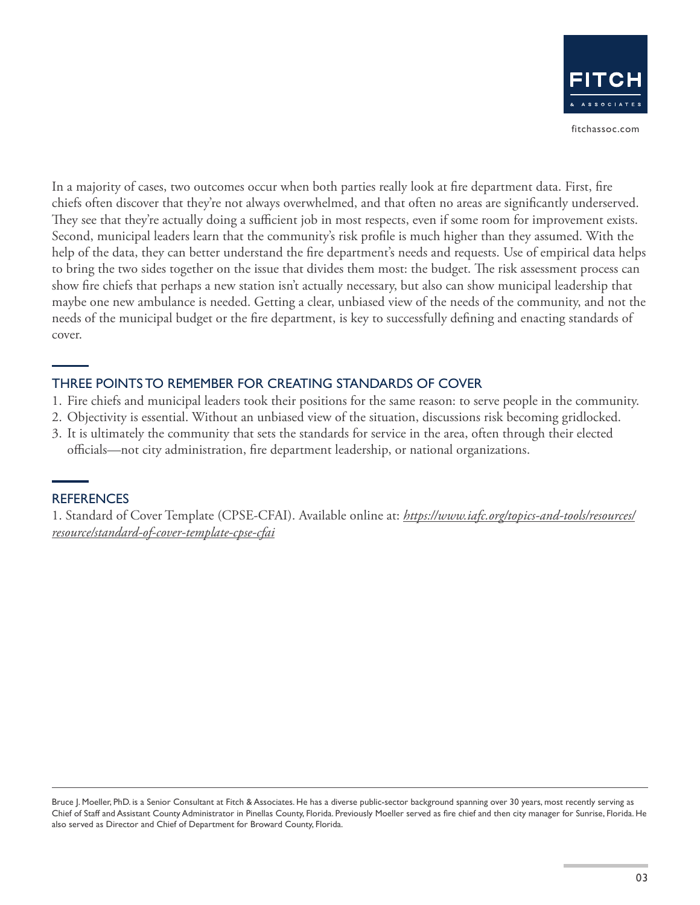In a majority of cases, two outcomes occur when both parties really look at fire department data. First, fire chiefs often discover that they're not always overwhelmed, and that often no areas are significantly underserved. They see that they're actually doing a sufficient job in most respects, even if some room for improvement exists. Second, municipal leaders learn that the community's risk profile is much higher than they assumed. With the help of the data, they can better understand the fire department's needs and requests. Use of empirical data helps to bring the two sides together on the issue that divides them most: the budget. The risk assessment process can show fire chiefs that perhaps a new station isn't actually necessary, but also can show municipal leadership that maybe one new ambulance is needed. Getting a clear, unbiased view of the needs of the community, and not the needs of the municipal budget or the fire department, is key to successfully defining and enacting standards of cover.

## THREE POINTS TO REMEMBER FOR CREATING STANDARDS OF COVER

1. Fire chiefs and municipal leaders took their positions for the same reason: to serve people in the community.
2. Objectivity is essential. Without an unbiased view of the situation, discussions risk becoming gridlocked.
3. It is ultimately the community that sets the standards for service in the area, often through their elected officials—not city administration, fire department leadership, or national organizations.

## REFERENCES

1. Standard of Cover Template (CPSE-CFAI). Available online at: *https://www.iafc.org/topics-and-tools/resources/resource/standard-of-cover-template-cpse-cfai*

Bruce J. Moeller, PhD. is a Senior Consultant at Fitch & Associates. He has a diverse public-sector background spanning over 30 years, most recently serving as Chief of Staff and Assistant County Administrator in Pinellas County, Florida. Previously Moeller served as fire chief and then city manager for Sunrise, Florida. He also served as Director and Chief of Department for Broward County, Florida.